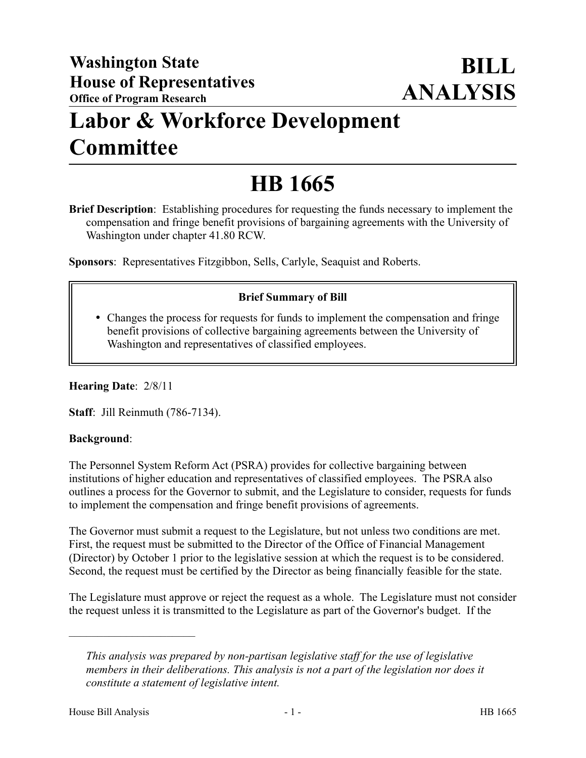**Washington State House of Representatives**
**Office of Program Research**

# BILL ANALYSIS

# Labor & Workforce Development Committee

# HB 1665

**Brief Description**: Establishing procedures for requesting the funds necessary to implement the compensation and fringe benefit provisions of bargaining agreements with the University of Washington under chapter 41.80 RCW.

**Sponsors**: Representatives Fitzgibbon, Sells, Carlyle, Seaquist and Roberts.

**Brief Summary of Bill**

- Changes the process for requests for funds to implement the compensation and fringe benefit provisions of collective bargaining agreements between the University of Washington and representatives of classified employees.

**Hearing Date**: 2/8/11

**Staff**: Jill Reinmuth (786-7134).

**Background**:

The Personnel System Reform Act (PSRA) provides for collective bargaining between institutions of higher education and representatives of classified employees. The PSRA also outlines a process for the Governor to submit, and the Legislature to consider, requests for funds to implement the compensation and fringe benefit provisions of agreements.

The Governor must submit a request to the Legislature, but not unless two conditions are met. First, the request must be submitted to the Director of the Office of Financial Management (Director) by October 1 prior to the legislative session at which the request is to be considered. Second, the request must be certified by the Director as being financially feasible for the state.

The Legislature must approve or reject the request as a whole. The Legislature must not consider the request unless it is transmitted to the Legislature as part of the Governor's budget. If the

---

*This analysis was prepared by non-partisan legislative staff for the use of legislative members in their deliberations. This analysis is not a part of the legislation nor does it constitute a statement of legislative intent.*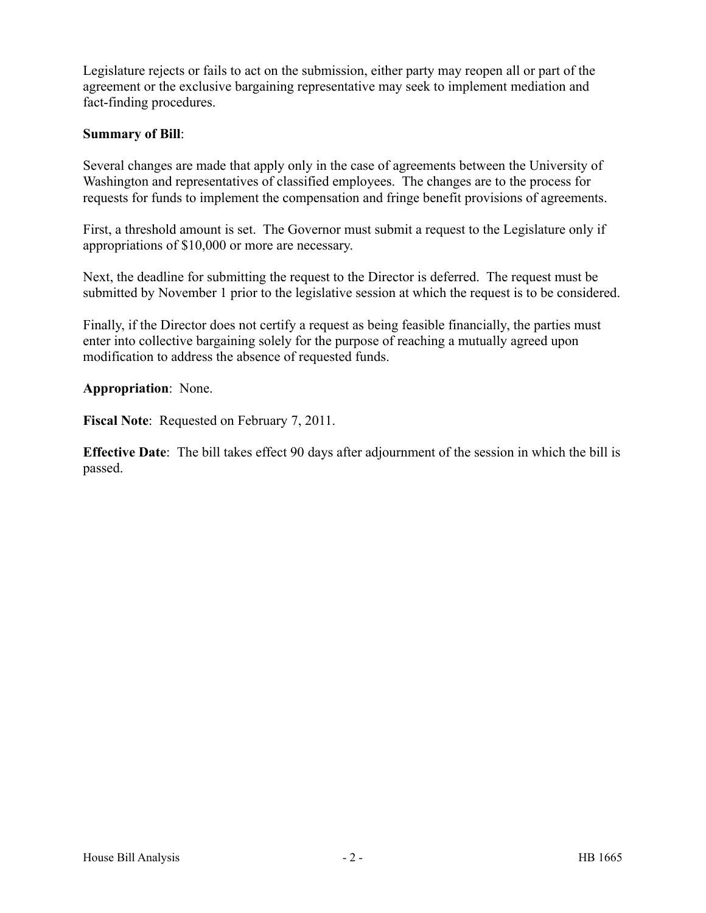Legislature rejects or fails to act on the submission, either party may reopen all or part of the agreement or the exclusive bargaining representative may seek to implement mediation and fact-finding procedures.

**Summary of Bill**:

Several changes are made that apply only in the case of agreements between the University of Washington and representatives of classified employees. The changes are to the process for requests for funds to implement the compensation and fringe benefit provisions of agreements.

First, a threshold amount is set. The Governor must submit a request to the Legislature only if appropriations of $10,000 or more are necessary.

Next, the deadline for submitting the request to the Director is deferred. The request must be submitted by November 1 prior to the legislative session at which the request is to be considered.

Finally, if the Director does not certify a request as being feasible financially, the parties must enter into collective bargaining solely for the purpose of reaching a mutually agreed upon modification to address the absence of requested funds.

**Appropriation**: None.

**Fiscal Note**: Requested on February 7, 2011.

**Effective Date**: The bill takes effect 90 days after adjournment of the session in which the bill is passed.